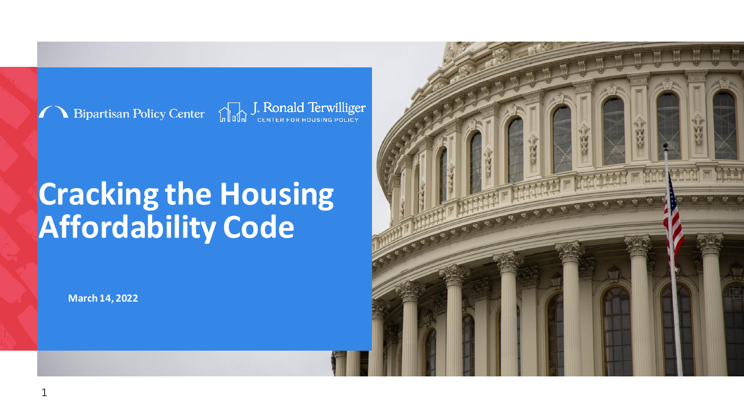Bipartisan Policy Center

J. Ronald Terwilliger CENTER FOR HOUSING POLICY

# Cracking the Housing Affordability Code

**March 14, 2022**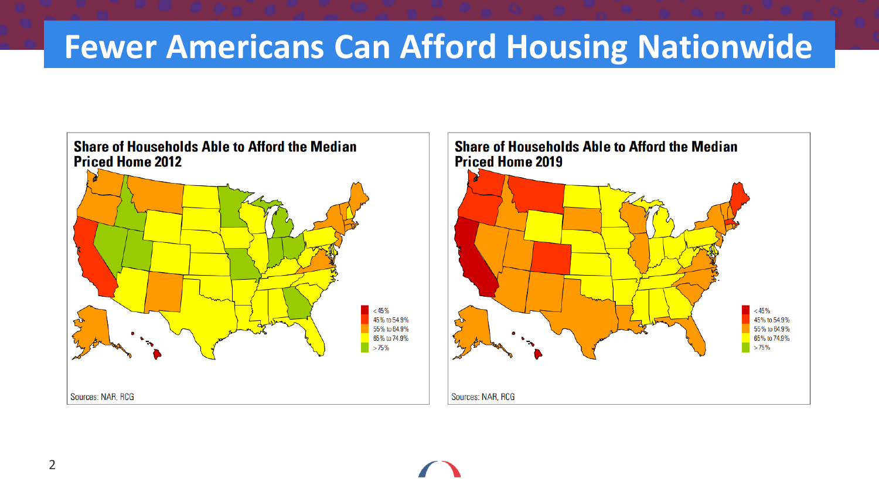# Fewer Americans Can Afford Housing Nationwide

**Share of Households Able to Afford the Median Priced Home 2012**

< 45%
45% to 54.9%
55% to 64.9%
65% to 74.9%
> 75%

Sources: NAR, RCG

**Share of Households Able to Afford the Median Priced Home 2019**

< 45%
45% to 54.9%
55% to 64.9%
65% to 74.9%
> 75%

Sources: NAR, RCG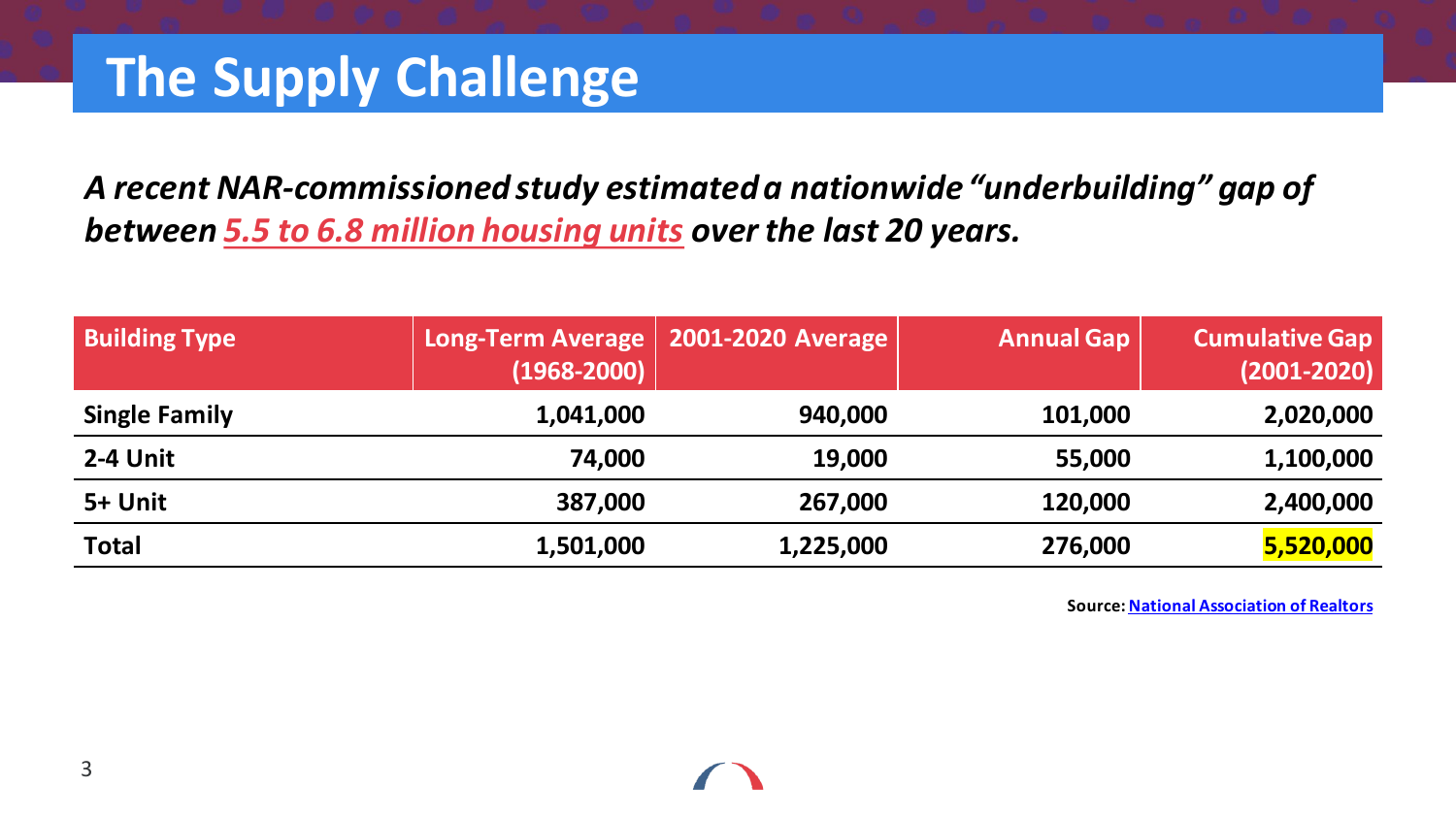# The Supply Challenge

***A recent NAR-commissioned study estimated a nationwide "underbuilding" gap of between 5.5 to 6.8 million housing units over the last 20 years.***

| Building Type | Long-Term Average (1968-2000) | 2001-2020 Average | Annual Gap | Cumulative Gap (2001-2020) |
|---|---|---|---|---|
| **Single Family** | **1,041,000** | **940,000** | **101,000** | **2,020,000** |
| **2-4 Unit** | **74,000** | **19,000** | **55,000** | **1,100,000** |
| **5+ Unit** | **387,000** | **267,000** | **120,000** | **2,400,000** |
| **Total** | **1,501,000** | **1,225,000** | **276,000** | **5,520,000** |

**Source: National Association of Realtors**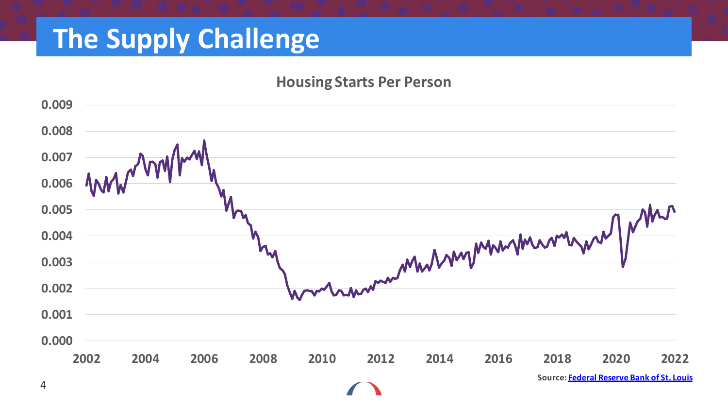# The Supply Challenge

**Housing Starts Per Person**

Source: [Federal Reserve Bank of St. Louis]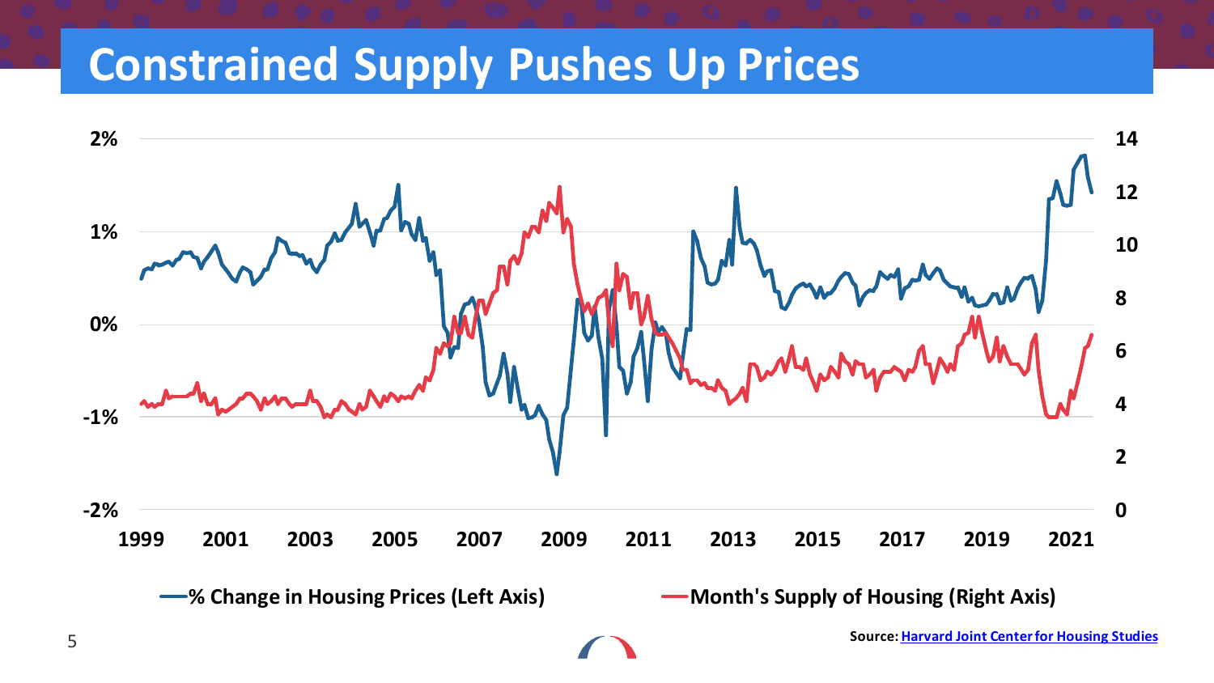# Constrained Supply Pushes Up Prices

2% | 1% | 0% | -1% | -2%

14 | 12 | 10 | 8 | 6 | 4 | 2 | 0

1999 2001 2003 2005 2007 2009 2011 2013 2015 2017 2019 2021

—% Change in Housing Prices (Left Axis)

—Month's Supply of Housing (Right Axis)

**Source: Harvard Joint Center for Housing Studies**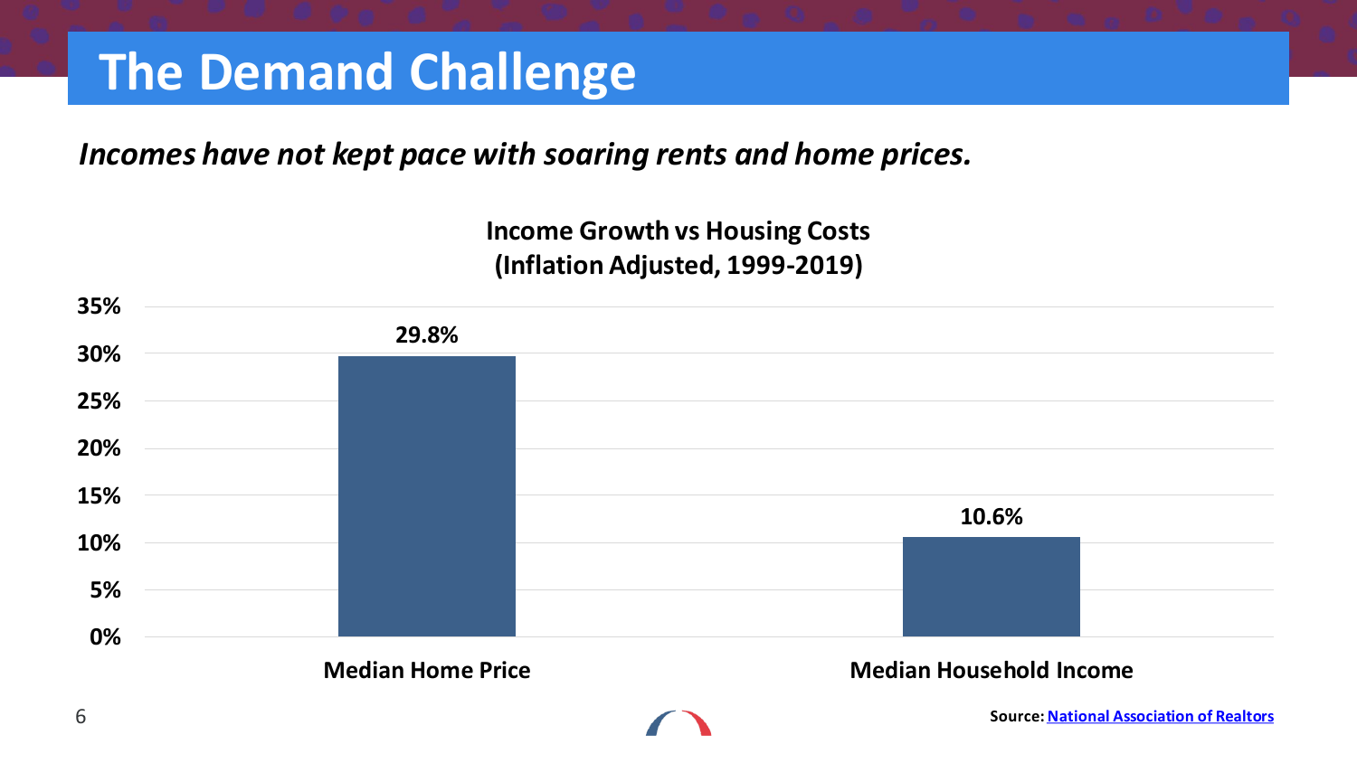# The Demand Challenge

*Incomes have not kept pace with soaring rents and home prices.*

**Income Growth vs Housing Costs (Inflation Adjusted, 1999-2019)**

| | Growth |
| --- | --- |
| Median Home Price | 29.8% |
| Median Household Income | 10.6% |

**Source:** National Association of Realtors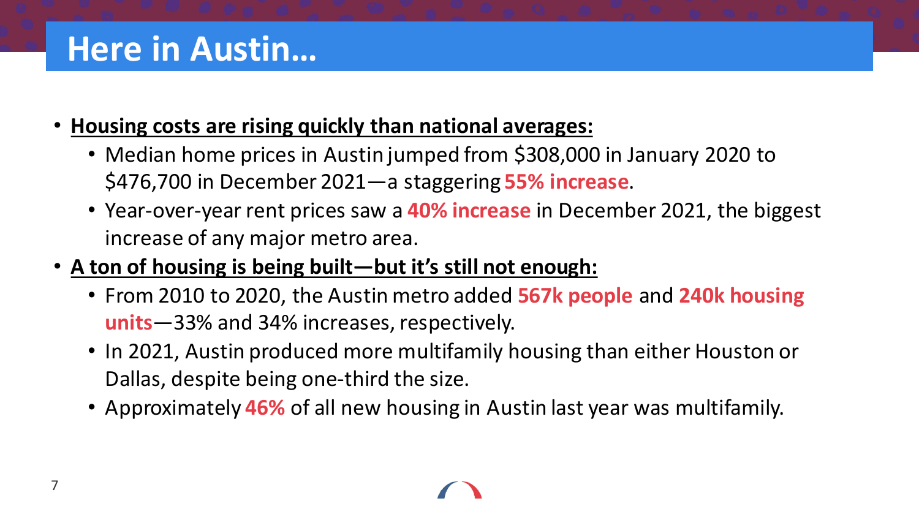# Here in Austin…

- **Housing costs are rising quickly than national averages:**
  - Median home prices in Austin jumped from $308,000 in January 2020 to $476,700 in December 2021—a staggering **55% increase**.
  - Year-over-year rent prices saw a **40% increase** in December 2021, the biggest increase of any major metro area.
- **A ton of housing is being built—but it's still not enough:**
  - From 2010 to 2020, the Austin metro added **567k people** and **240k housing units**—33% and 34% increases, respectively.
  - In 2021, Austin produced more multifamily housing than either Houston or Dallas, despite being one-third the size.
  - Approximately **46%** of all new housing in Austin last year was multifamily.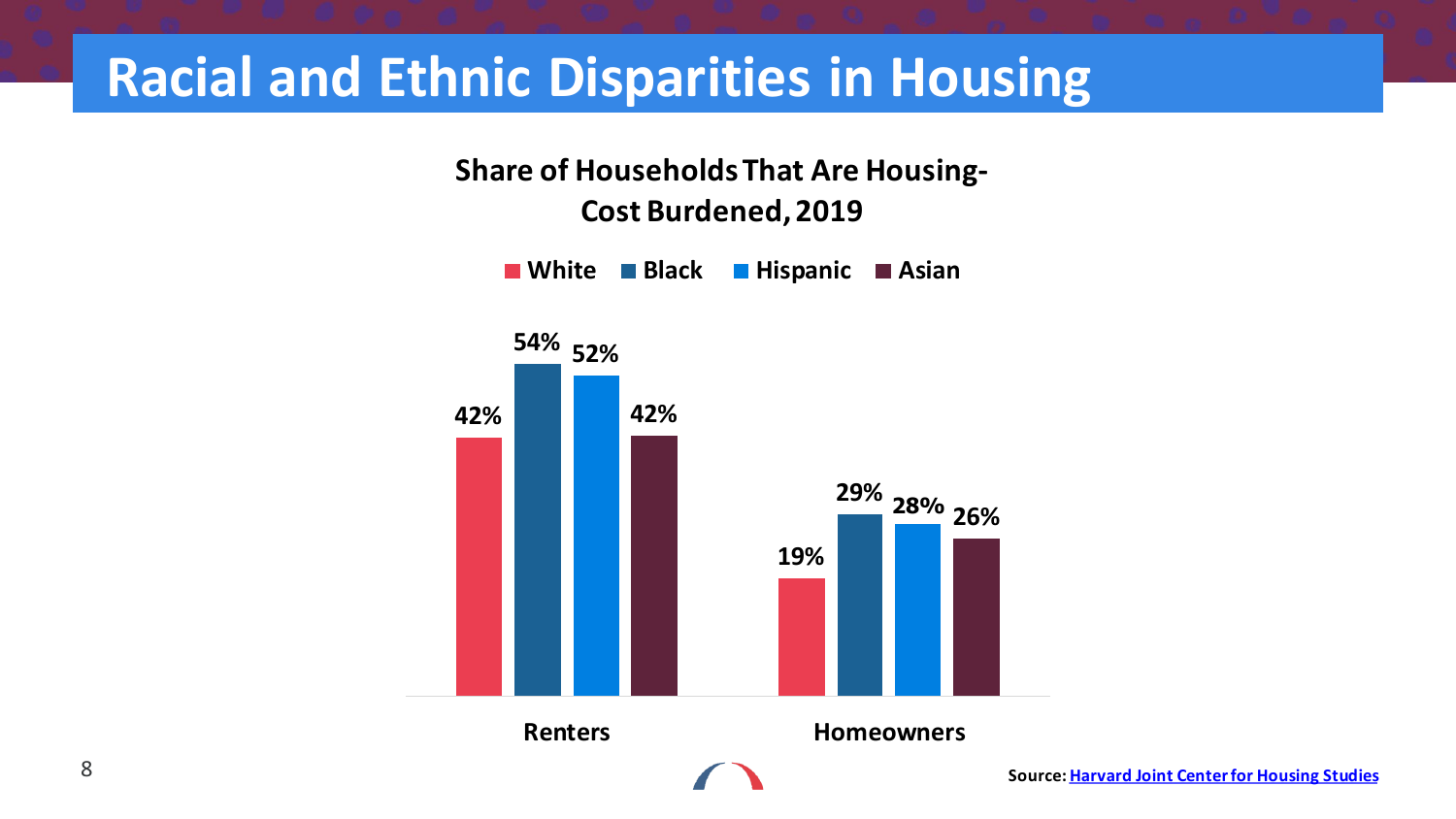# Racial and Ethnic Disparities in Housing

**Share of Households That Are Housing-Cost Burdened, 2019**

| | White | Black | Hispanic | Asian |
|---|---|---|---|---|
| Renters | 42% | 54% | 52% | 42% |
| Homeowners | 19% | 29% | 28% | 26% |

**Source:** Harvard Joint Center for Housing Studies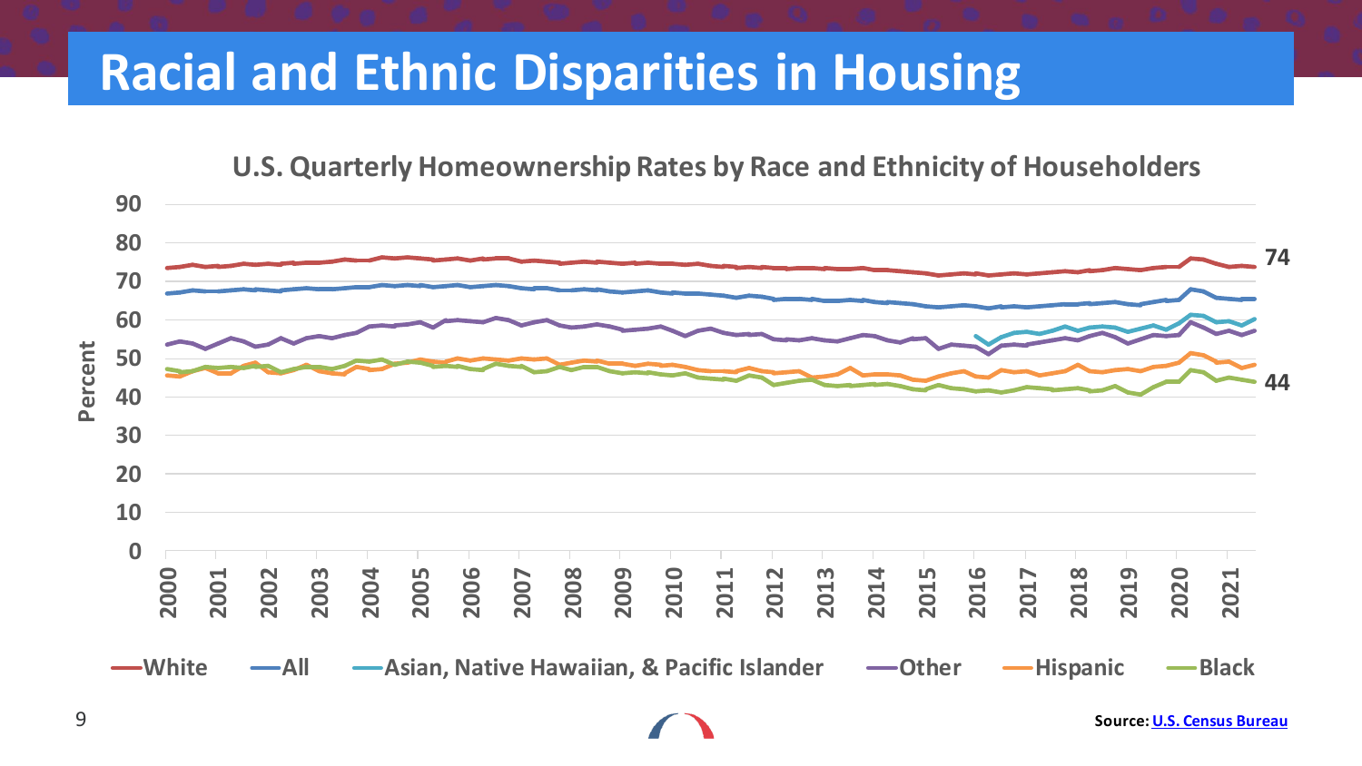# Racial and Ethnic Disparities in Housing

U.S. Quarterly Homeownership Rates by Race and Ethnicity of Householders

Source: U.S. Census Bureau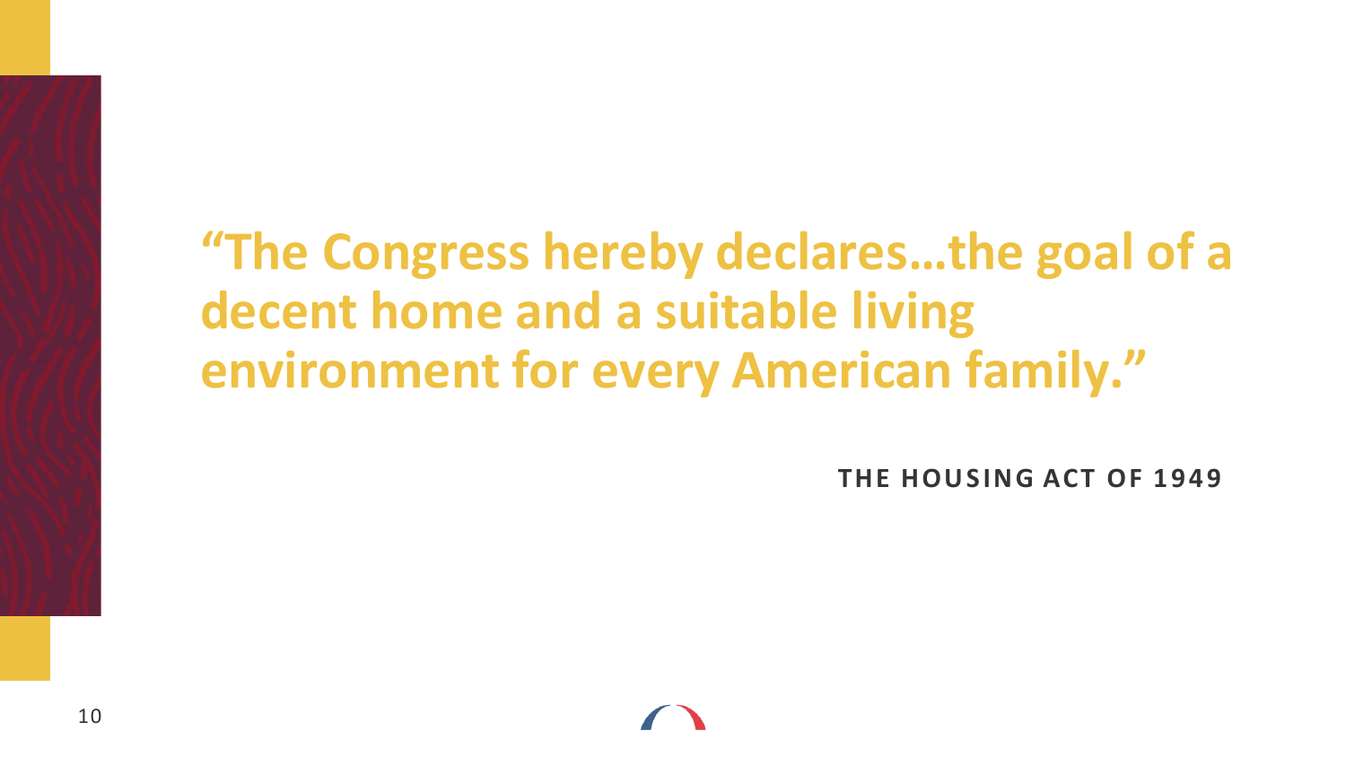**“The Congress hereby declares…the goal of a decent home and a suitable living environment for every American family.”**

**THE HOUSING ACT OF 1949**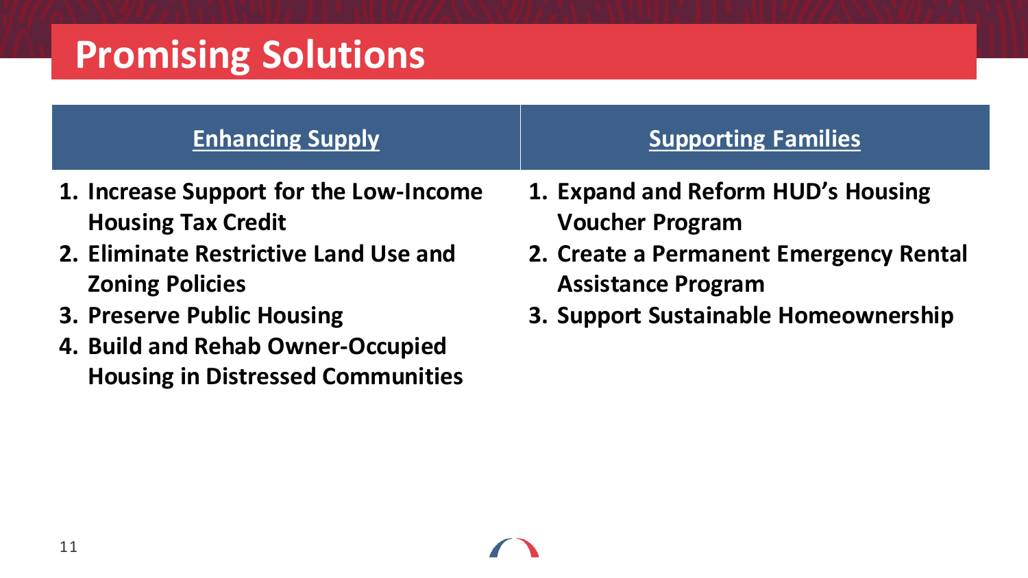# Promising Solutions

## Enhancing Supply

1. **Increase Support for the Low-Income Housing Tax Credit**
2. **Eliminate Restrictive Land Use and Zoning Policies**
3. **Preserve Public Housing**
4. **Build and Rehab Owner-Occupied Housing in Distressed Communities**

## Supporting Families

1. **Expand and Reform HUD's Housing Voucher Program**
2. **Create a Permanent Emergency Rental Assistance Program**
3. **Support Sustainable Homeownership**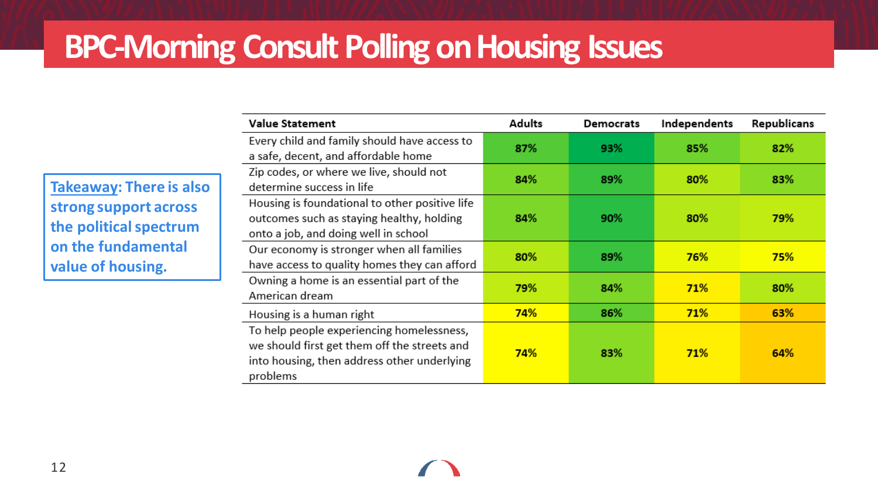# BPC-Morning Consult Polling on Housing Issues

**Takeaway: There is also strong support across the political spectrum on the fundamental value of housing.**

| Value Statement | Adults | Democrats | Independents | Republicans |
|---|---|---|---|---|
| Every child and family should have access to a safe, decent, and affordable home | 87% | 93% | 85% | 82% |
| Zip codes, or where we live, should not determine success in life | 84% | 89% | 80% | 83% |
| Housing is foundational to other positive life outcomes such as staying healthy, holding onto a job, and doing well in school | 84% | 90% | 80% | 79% |
| Our economy is stronger when all families have access to quality homes they can afford | 80% | 89% | 76% | 75% |
| Owning a home is an essential part of the American dream | 79% | 84% | 71% | 80% |
| Housing is a human right | 74% | 86% | 71% | 63% |
| To help people experiencing homelessness, we should first get them off the streets and into housing, then address other underlying problems | 74% | 83% | 71% | 64% |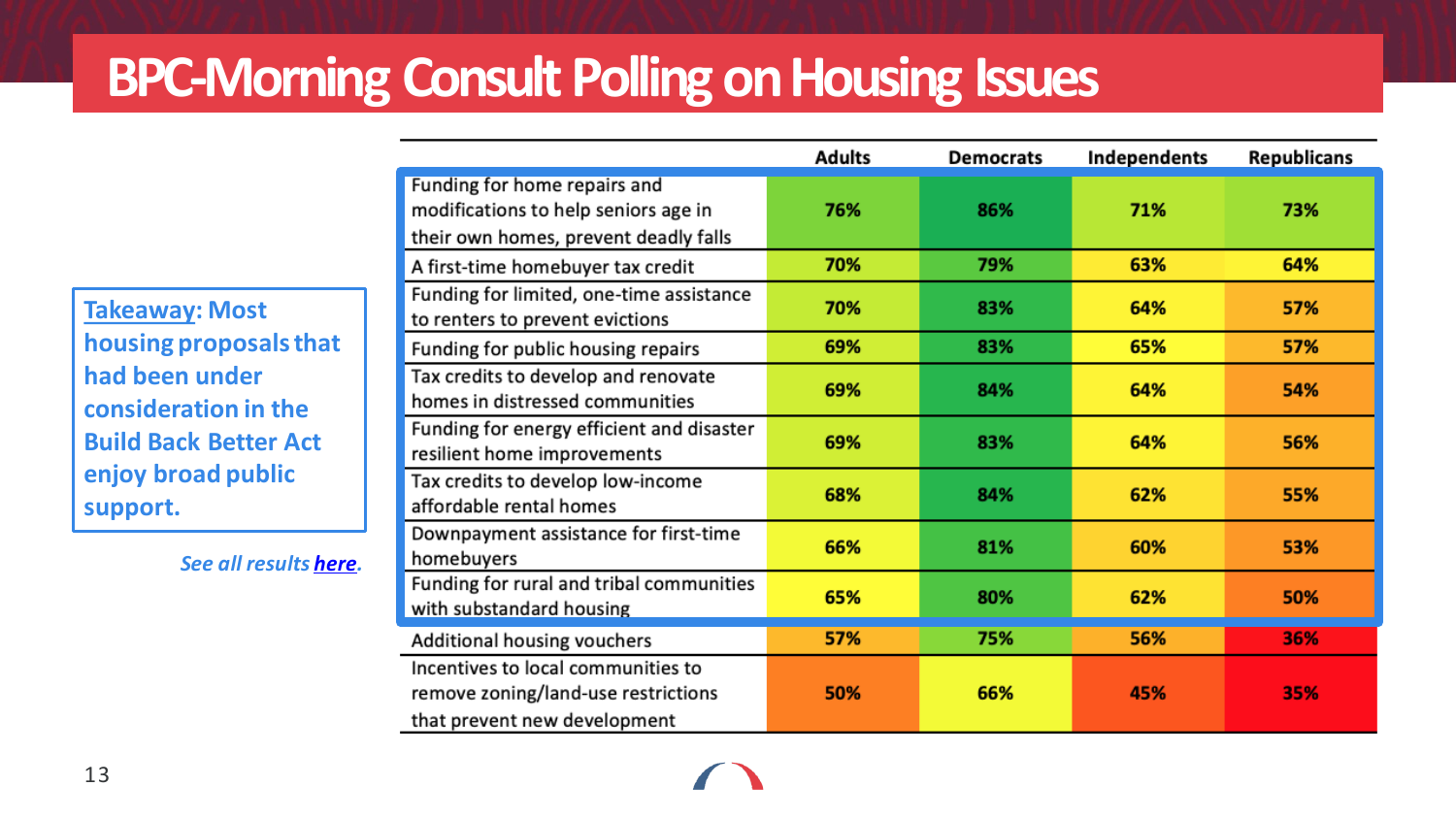# BPC-Morning Consult Polling on Housing Issues

**Takeaway: Most housing proposals that had been under consideration in the Build Back Better Act enjoy broad public support.**

*See all results here.*

| | Adults | Democrats | Independents | Republicans |
|---|---|---|---|---|
| Funding for home repairs and modifications to help seniors age in their own homes, prevent deadly falls | 76% | 86% | 71% | 73% |
| A first-time homebuyer tax credit | 70% | 79% | 63% | 64% |
| Funding for limited, one-time assistance to renters to prevent evictions | 70% | 83% | 64% | 57% |
| Funding for public housing repairs | 69% | 83% | 65% | 57% |
| Tax credits to develop and renovate homes in distressed communities | 69% | 84% | 64% | 54% |
| Funding for energy efficient and disaster resilient home improvements | 69% | 83% | 64% | 56% |
| Tax credits to develop low-income affordable rental homes | 68% | 84% | 62% | 55% |
| Downpayment assistance for first-time homebuyers | 66% | 81% | 60% | 53% |
| Funding for rural and tribal communities with substandard housing | 65% | 80% | 62% | 50% |
| Additional housing vouchers | 57% | 75% | 56% | 36% |
| Incentives to local communities to remove zoning/land-use restrictions that prevent new development | 50% | 66% | 45% | 35% |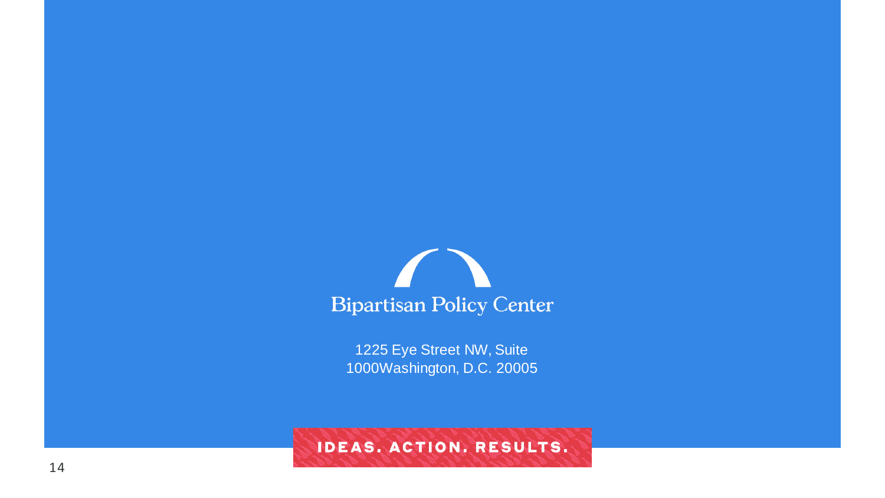Bipartisan Policy Center

1225 Eye Street NW, Suite
1000Washington, D.C. 20005

IDEAS. ACTION. RESULTS.